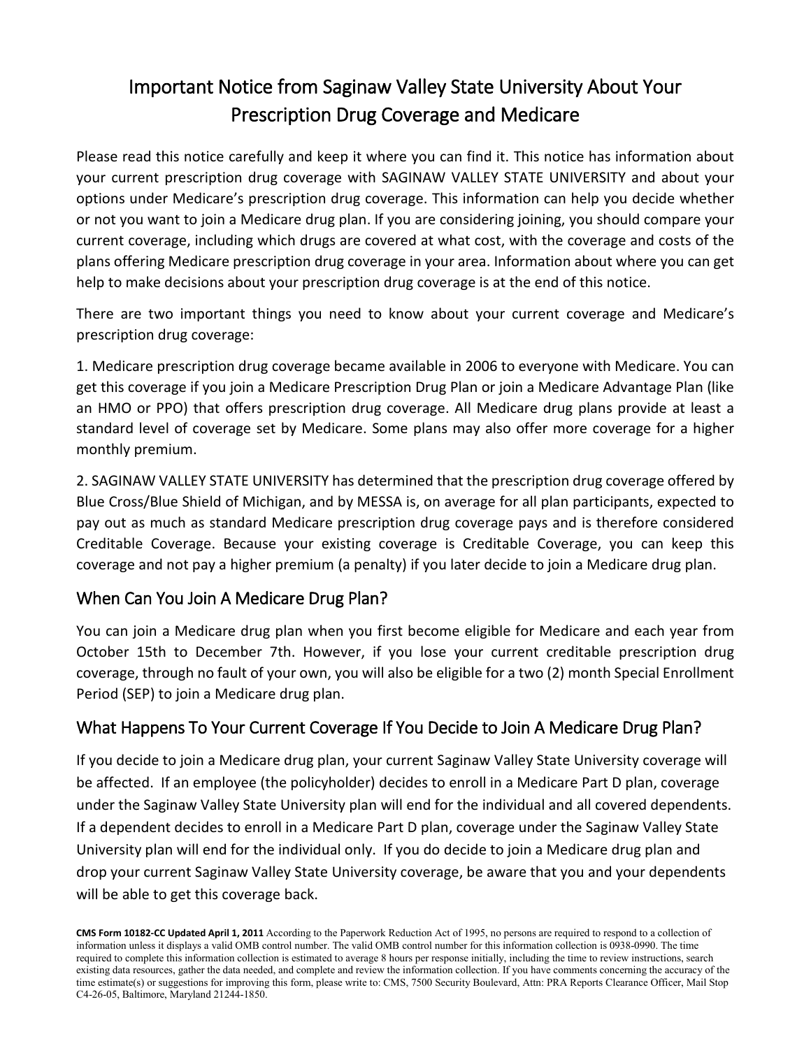# Important Notice from Saginaw Valley State University About Your Prescription Drug Coverage and Medicare

Please read this notice carefully and keep it where you can find it. This notice has information about your current prescription drug coverage with SAGINAW VALLEY STATE UNIVERSITY and about your options under Medicare's prescription drug coverage. This information can help you decide whether or not you want to join a Medicare drug plan. If you are considering joining, you should compare your current coverage, including which drugs are covered at what cost, with the coverage and costs of the plans offering Medicare prescription drug coverage in your area. Information about where you can get help to make decisions about your prescription drug coverage is at the end of this notice.

There are two important things you need to know about your current coverage and Medicare's prescription drug coverage:

1. Medicare prescription drug coverage became available in 2006 to everyone with Medicare. You can get this coverage if you join a Medicare Prescription Drug Plan or join a Medicare Advantage Plan (like an HMO or PPO) that offers prescription drug coverage. All Medicare drug plans provide at least a standard level of coverage set by Medicare. Some plans may also offer more coverage for a higher monthly premium.

2. SAGINAW VALLEY STATE UNIVERSITY has determined that the prescription drug coverage offered by Blue Cross/Blue Shield of Michigan, and by MESSA is, on average for all plan participants, expected to pay out as much as standard Medicare prescription drug coverage pays and is therefore considered Creditable Coverage. Because your existing coverage is Creditable Coverage, you can keep this coverage and not pay a higher premium (a penalty) if you later decide to join a Medicare drug plan.

## When Can You Join A Medicare Drug Plan?

You can join a Medicare drug plan when you first become eligible for Medicare and each year from October 15th to December 7th. However, if you lose your current creditable prescription drug coverage, through no fault of your own, you will also be eligible for a two (2) month Special Enrollment Period (SEP) to join a Medicare drug plan.

## What Happens To Your Current Coverage If You Decide to Join A Medicare Drug Plan?

If you decide to join a Medicare drug plan, your current Saginaw Valley State University coverage will be affected. If an employee (the policyholder) decides to enroll in a Medicare Part D plan, coverage under the Saginaw Valley State University plan will end for the individual and all covered dependents. If a dependent decides to enroll in a Medicare Part D plan, coverage under the Saginaw Valley State University plan will end for the individual only. If you do decide to join a Medicare drug plan and drop your current Saginaw Valley State University coverage, be aware that you and your dependents will be able to get this coverage back.

**CMS Form 10182-CC Updated April 1, 2011** According to the Paperwork Reduction Act of 1995, no persons are required to respond to a collection of information unless it displays a valid OMB control number. The valid OMB control number for this information collection is 0938-0990. The time required to complete this information collection is estimated to average 8 hours per response initially, including the time to review instructions, search existing data resources, gather the data needed, and complete and review the information collection. If you have comments concerning the accuracy of the time estimate(s) or suggestions for improving this form, please write to: CMS, 7500 Security Boulevard, Attn: PRA Reports Clearance Officer, Mail Stop C4-26-05, Baltimore, Maryland 21244-1850.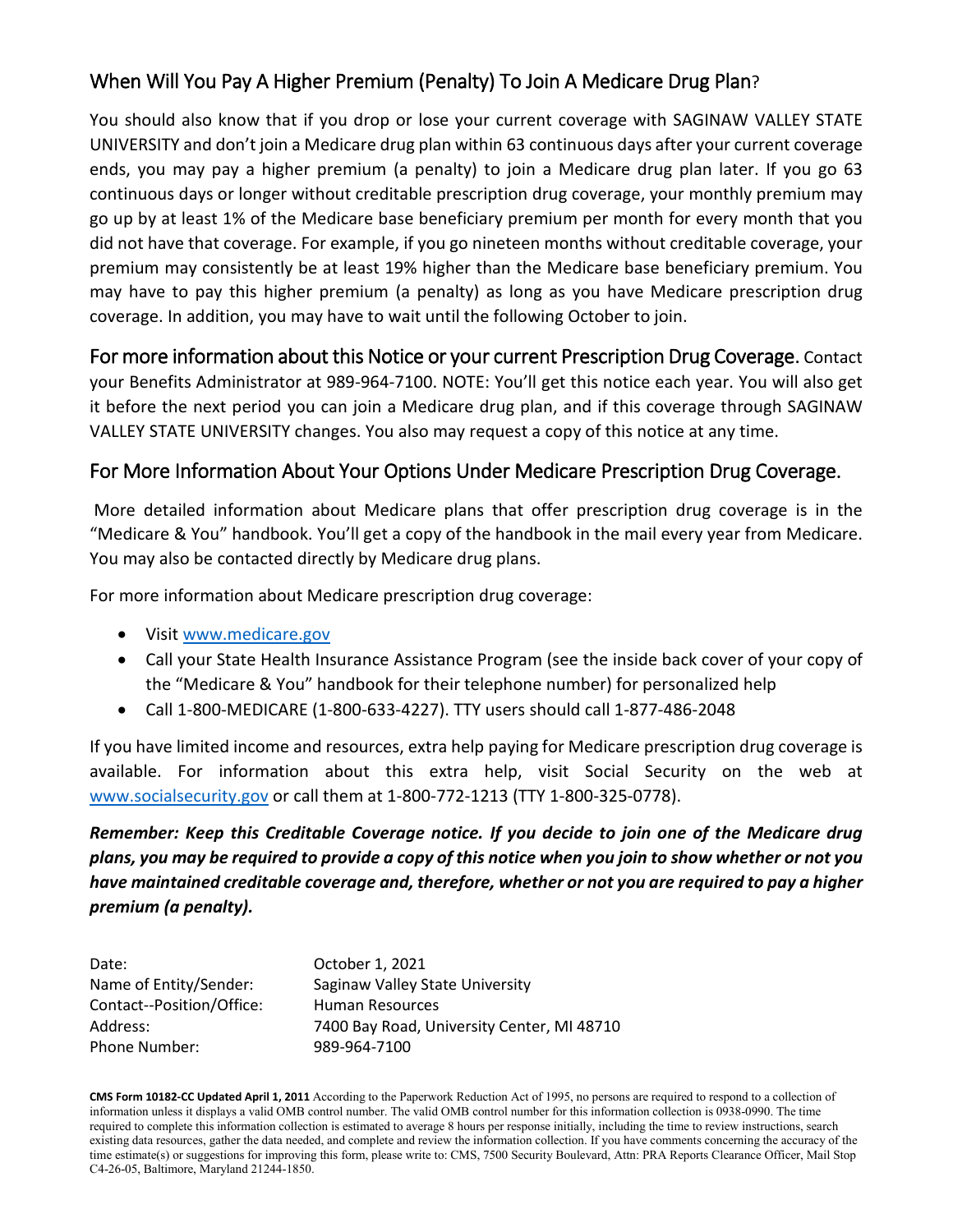## When Will You Pay A Higher Premium (Penalty) To Join A Medicare Drug Plan?

You should also know that if you drop or lose your current coverage with SAGINAW VALLEY STATE UNIVERSITY and don't join a Medicare drug plan within 63 continuous days after your current coverage ends, you may pay a higher premium (a penalty) to join a Medicare drug plan later. If you go 63 continuous days or longer without creditable prescription drug coverage, your monthly premium may go up by at least 1% of the Medicare base beneficiary premium per month for every month that you did not have that coverage. For example, if you go nineteen months without creditable coverage, your premium may consistently be at least 19% higher than the Medicare base beneficiary premium. You may have to pay this higher premium (a penalty) as long as you have Medicare prescription drug coverage. In addition, you may have to wait until the following October to join.

## For more information about this Notice or your current Prescription Drug Coverage.

Contact your Benefits Administrator at 989-964-7100. NOTE: You'll get this notice each year. You will also get it before the next period you can join a Medicare drug plan, and if this coverage through SAGINAW VALLEY STATE UNIVERSITY changes. You also may request a copy of this notice at any time.

## For More Information About Your Options Under Medicare Prescription Drug Coverage.

More detailed information about Medicare plans that offer prescription drug coverage is in the "Medicare & You" handbook. You'll get a copy of the handbook in the mail every year from Medicare. You may also be contacted directly by Medicare drug plans.

For more information about Medicare prescription drug coverage:

- Visit www.medicare.gov
- Call your State Health Insurance Assistance Program (see the inside back cover of your copy of the "Medicare & You" handbook for their telephone number) for personalized help
- Call 1-800-MEDICARE (1-800-633-4227). TTY users should call 1-877-486-2048

If you have limited income and resources, extra help paying for Medicare prescription drug coverage is available. For information about this extra help, visit Social Security on the web at www.socialsecurity.gov or call them at 1-800-772-1213 (TTY 1-800-325-0778).

***Remember: Keep this Creditable Coverage notice. If you decide to join one of the Medicare drug plans, you may be required to provide a copy of this notice when you join to show whether or not you have maintained creditable coverage and, therefore, whether or not you are required to pay a higher premium (a penalty).***

| | |
|---|---|
| Date: | October 1, 2021 |
| Name of Entity/Sender: | Saginaw Valley State University |
| Contact--Position/Office: | Human Resources |
| Address: | 7400 Bay Road, University Center, MI 48710 |
| Phone Number: | 989-964-7100 |

**CMS Form 10182-CC Updated April 1, 2011** According to the Paperwork Reduction Act of 1995, no persons are required to respond to a collection of information unless it displays a valid OMB control number. The valid OMB control number for this information collection is 0938-0990. The time required to complete this information collection is estimated to average 8 hours per response initially, including the time to review instructions, search existing data resources, gather the data needed, and complete and review the information collection. If you have comments concerning the accuracy of the time estimate(s) or suggestions for improving this form, please write to: CMS, 7500 Security Boulevard, Attn: PRA Reports Clearance Officer, Mail Stop C4-26-05, Baltimore, Maryland 21244-1850.